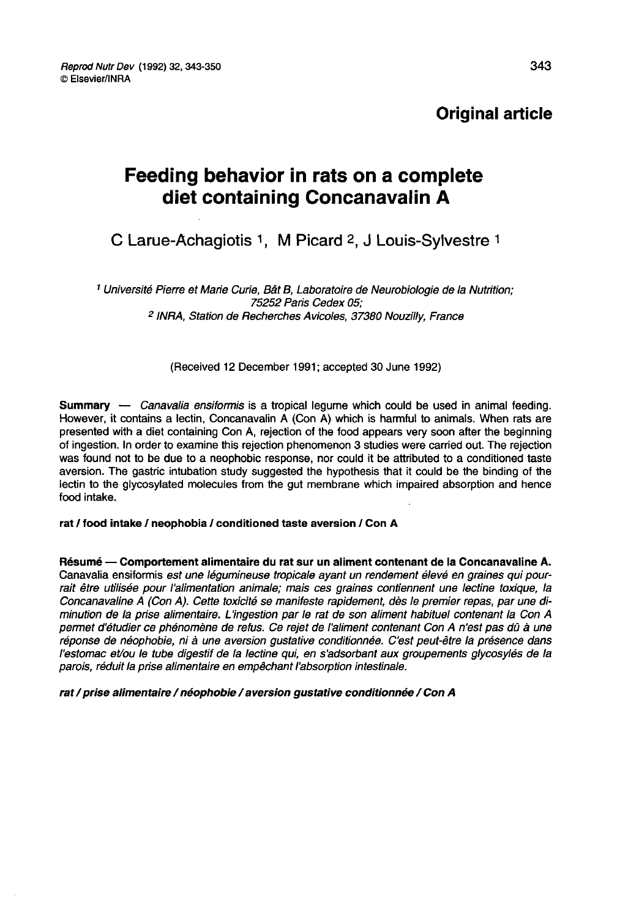**Original article**

# Feeding behavior in rats on a complete diet containing Concanavalin A

C Larue-Achagiotis [1], M Picard [2], J Louis-Sylvestre [1]

[1] *Université Pierre et Marie Curie, Bât B, Laboratoire de Neurobiologie de la Nutrition; 75252 Paris Cedex 05;*
[2] *INRA, Station de Recherches Avicoles, 37380 Nouzilly, France*

(Received 12 December 1991; accepted 30 June 1992)

**Summary** — *Canavalia ensiformis* is a tropical legume which could be used in animal feeding. However, it contains a lectin, Concanavalin A (Con A) which is harmful to animals. When rats are presented with a diet containing Con A, rejection of the food appears very soon after the beginning of ingestion. In order to examine this rejection phenomenon 3 studies were carried out. The rejection was found not to be due to a neophobic response, nor could it be attributed to a conditioned taste aversion. The gastric intubation study suggested the hypothesis that it could be the binding of the lectin to the glycosylated molecules from the gut membrane which impaired absorption and hence food intake.

**rat / food intake / neophobia / conditioned taste aversion / Con A**

**Résumé — Comportement alimentaire du rat sur un aliment contenant de la Concanavaline A.** Canavalia ensiformis *est une légumineuse tropicale ayant un rendement élevé en graines qui pourrait être utilisée pour l'alimentation animale; mais ces graines contiennent une lectine toxique, la Concanavaline A (Con A). Cette toxicité se manifeste rapidement, dès le premier repas, par une diminution de la prise alimentaire. L'ingestion par le rat de son aliment habituel contenant la Con A permet d'étudier ce phénomène de refus. Ce rejet de l'aliment contenant Con A n'est pas dû à une réponse de néophobie, ni à une aversion gustative conditionnée. C'est peut-être la présence dans l'estomac et/ou le tube digestif de la lectine qui, en s'adsorbant aux groupements glycosylés de la paroi, réduit la prise alimentaire en empêchant l'absorption intestinale.*

***rat / prise alimentaire / néophobie / aversion gustative conditionnée / Con A***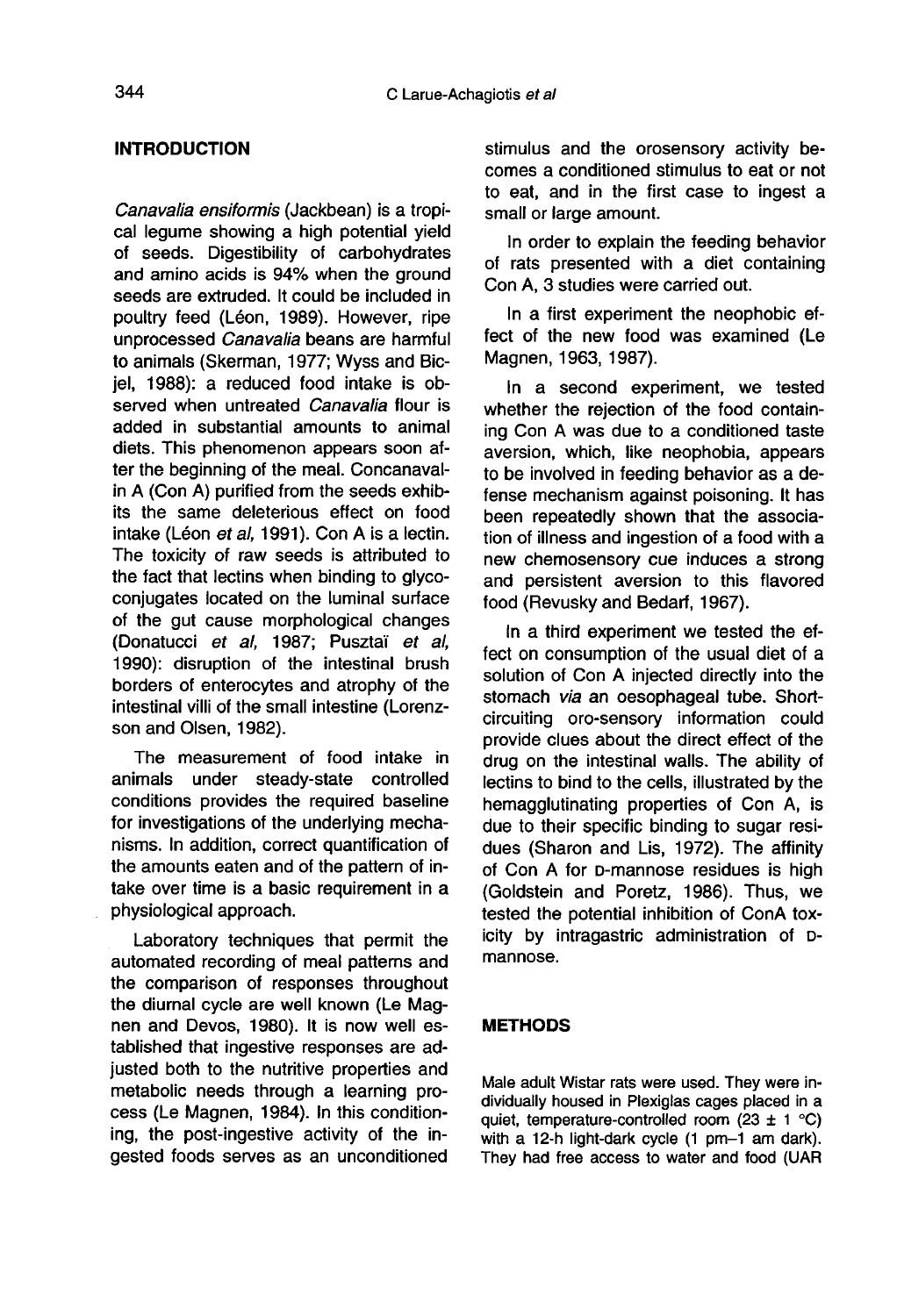## INTRODUCTION

*Canavalia ensiformis* (Jackbean) is a tropical legume showing a high potential yield of seeds. Digestibility of carbohydrates and amino acids is 94% when the ground seeds are extruded. It could be included in poultry feed (Léon, 1989). However, ripe unprocessed *Canavalia* beans are harmful to animals (Skerman, 1977; Wyss and Bicjel, 1988): a reduced food intake is observed when untreated *Canavalia* flour is added in substantial amounts to animal diets. This phenomenon appears soon after the beginning of the meal. Concanavalin A (Con A) purified from the seeds exhibits the same deleterious effect on food intake (Léon *et al*, 1991). Con A is a lectin. The toxicity of raw seeds is attributed to the fact that lectins when binding to glycoconjugates located on the luminal surface of the gut cause morphological changes (Donatucci *et al*, 1987; Pusztaï *et al*, 1990): disruption of the intestinal brush borders of enterocytes and atrophy of the intestinal villi of the small intestine (Lorenzson and Olsen, 1982).

The measurement of food intake in animals under steady-state controlled conditions provides the required baseline for investigations of the underlying mechanisms. In addition, correct quantification of the amounts eaten and of the pattern of intake over time is a basic requirement in a physiological approach.

Laboratory techniques that permit the automated recording of meal patterns and the comparison of responses throughout the diurnal cycle are well known (Le Magnen and Devos, 1980). It is now well established that ingestive responses are adjusted both to the nutritive properties and metabolic needs through a learning process (Le Magnen, 1984). In this conditioning, the post-ingestive activity of the ingested foods serves as an unconditioned stimulus and the orosensory activity becomes a conditioned stimulus to eat or not to eat, and in the first case to ingest a small or large amount.

In order to explain the feeding behavior of rats presented with a diet containing Con A, 3 studies were carried out.

In a first experiment the neophobic effect of the new food was examined (Le Magnen, 1963, 1987).

In a second experiment, we tested whether the rejection of the food containing Con A was due to a conditioned taste aversion, which, like neophobia, appears to be involved in feeding behavior as a defense mechanism against poisoning. It has been repeatedly shown that the association of illness and ingestion of a food with a new chemosensory cue induces a strong and persistent aversion to this flavored food (Revusky and Bedarf, 1967).

In a third experiment we tested the effect on consumption of the usual diet of a solution of Con A injected directly into the stomach *via* an oesophageal tube. Short-circuiting oro-sensory information could provide clues about the direct effect of the drug on the intestinal walls. The ability of lectins to bind to the cells, illustrated by the hemagglutinating properties of Con A, is due to their specific binding to sugar residues (Sharon and Lis, 1972). The affinity of Con A for D-mannose residues is high (Goldstein and Poretz, 1986). Thus, we tested the potential inhibition of ConA toxicity by intragastric administration of D-mannose.

## METHODS

Male adult Wistar rats were used. They were individually housed in Plexiglas cages placed in a quiet, temperature-controlled room (23 ± 1 °C) with a 12-h light-dark cycle (1 pm–1 am dark). They had free access to water and food (UAR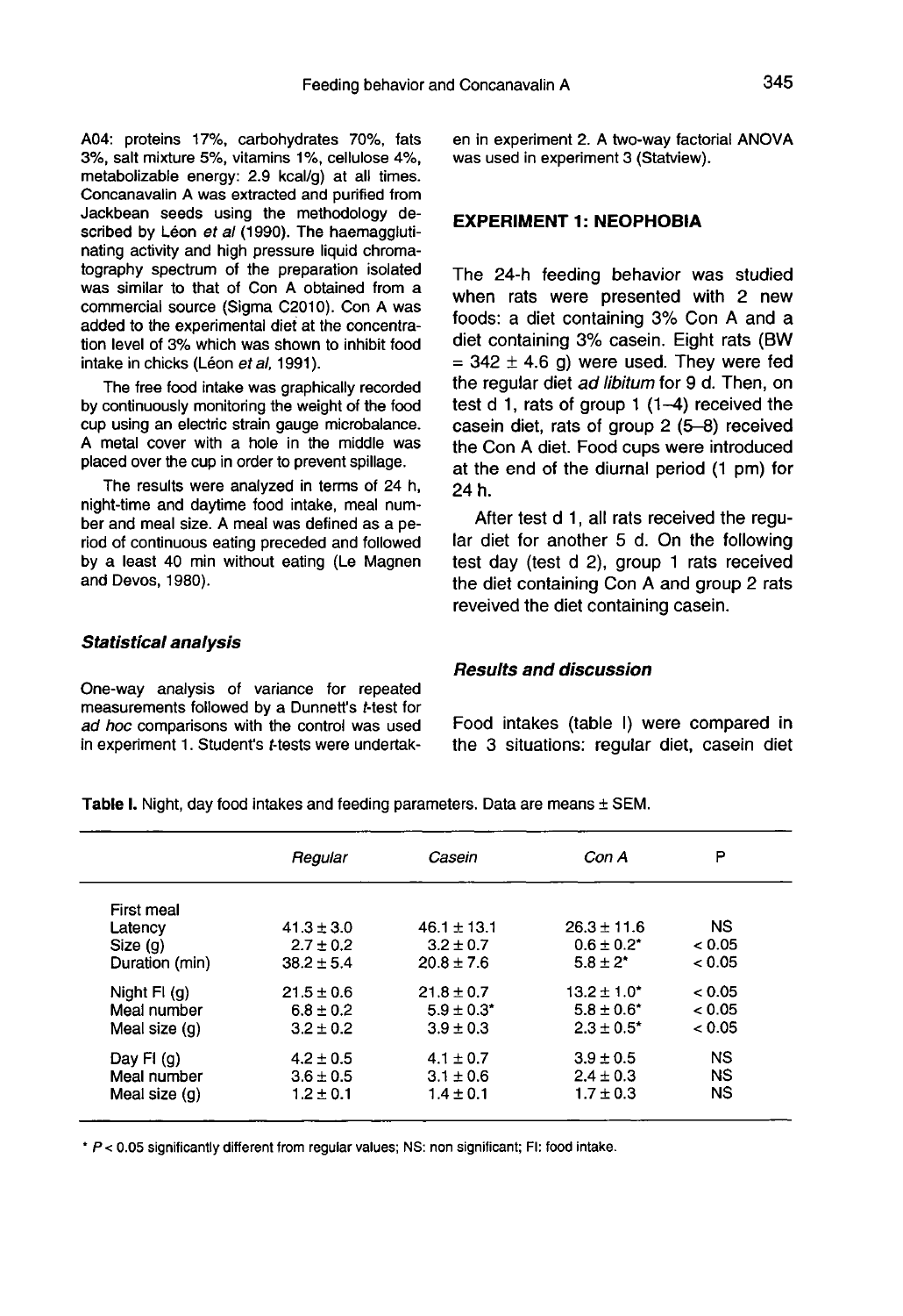A04: proteins 17%, carbohydrates 70%, fats 3%, salt mixture 5%, vitamins 1%, cellulose 4%, metabolizable energy: 2.9 kcal/g) at all times. Concanavalin A was extracted and purified from Jackbean seeds using the methodology described by Léon *et al* (1990). The haemagglutinating activity and high pressure liquid chromatography spectrum of the preparation isolated was similar to that of Con A obtained from a commercial source (Sigma C2010). Con A was added to the experimental diet at the concentration level of 3% which was shown to inhibit food intake in chicks (Léon *et al*, 1991).

The free food intake was graphically recorded by continuously monitoring the weight of the food cup using an electric strain gauge microbalance. A metal cover with a hole in the middle was placed over the cup in order to prevent spillage.

The results were analyzed in terms of 24 h, night-time and daytime food intake, meal number and meal size. A meal was defined as a period of continuous eating preceded and followed by a least 40 min without eating (Le Magnen and Devos, 1980).

### *Statistical analysis*

One-way analysis of variance for repeated measurements followed by a Dunnett's *t*-test for *ad hoc* comparisons with the control was used in experiment 1. Student's *t*-tests were undertaken in experiment 2. A two-way factorial ANOVA was used in experiment 3 (Statview).

## EXPERIMENT 1: NEOPHOBIA

The 24-h feeding behavior was studied when rats were presented with 2 new foods: a diet containing 3% Con A and a diet containing 3% casein. Eight rats (BW = 342 ± 4.6 g) were used. They were fed the regular diet *ad libitum* for 9 d. Then, on test d 1, rats of group 1 (1–4) received the casein diet, rats of group 2 (5–8) received the Con A diet. Food cups were introduced at the end of the diurnal period (1 pm) for 24 h.

After test d 1, all rats received the regular diet for another 5 d. On the following test day (test d 2), group 1 rats received the diet containing Con A and group 2 rats reveived the diet containing casein.

### *Results and discussion*

Food intakes (table I) were compared in the 3 situations: regular diet, casein diet

**Table I.** Night, day food intakes and feeding parameters. Data are means ± SEM.

| | *Regular* | *Casein* | *Con A* | P |
|---|---|---|---|---|
| First meal | | | | |
| Latency | 41.3 ± 3.0 | 46.1 ± 13.1 | 26.3 ± 11.6 | NS |
| Size (g) | 2.7 ± 0.2 | 3.2 ± 0.7 | 0.6 ± 0.2* | < 0.05 |
| Duration (min) | 38.2 ± 5.4 | 20.8 ± 7.6 | 5.8 ± 2* | < 0.05 |
| Night FI (g) | 21.5 ± 0.6 | 21.8 ± 0.7 | 13.2 ± 1.0* | < 0.05 |
| Meal number | 6.8 ± 0.2 | 5.9 ± 0.3* | 5.8 ± 0.6* | < 0.05 |
| Meal size (g) | 3.2 ± 0.2 | 3.9 ± 0.3 | 2.3 ± 0.5* | < 0.05 |
| Day FI (g) | 4.2 ± 0.5 | 4.1 ± 0.7 | 3.9 ± 0.5 | NS |
| Meal number | 3.6 ± 0.5 | 3.1 ± 0.6 | 2.4 ± 0.3 | NS |
| Meal size (g) | 1.2 ± 0.1 | 1.4 ± 0.1 | 1.7 ± 0.3 | NS |

\* $P < 0.05$ significantly different from regular values; NS: non significant; FI: food intake.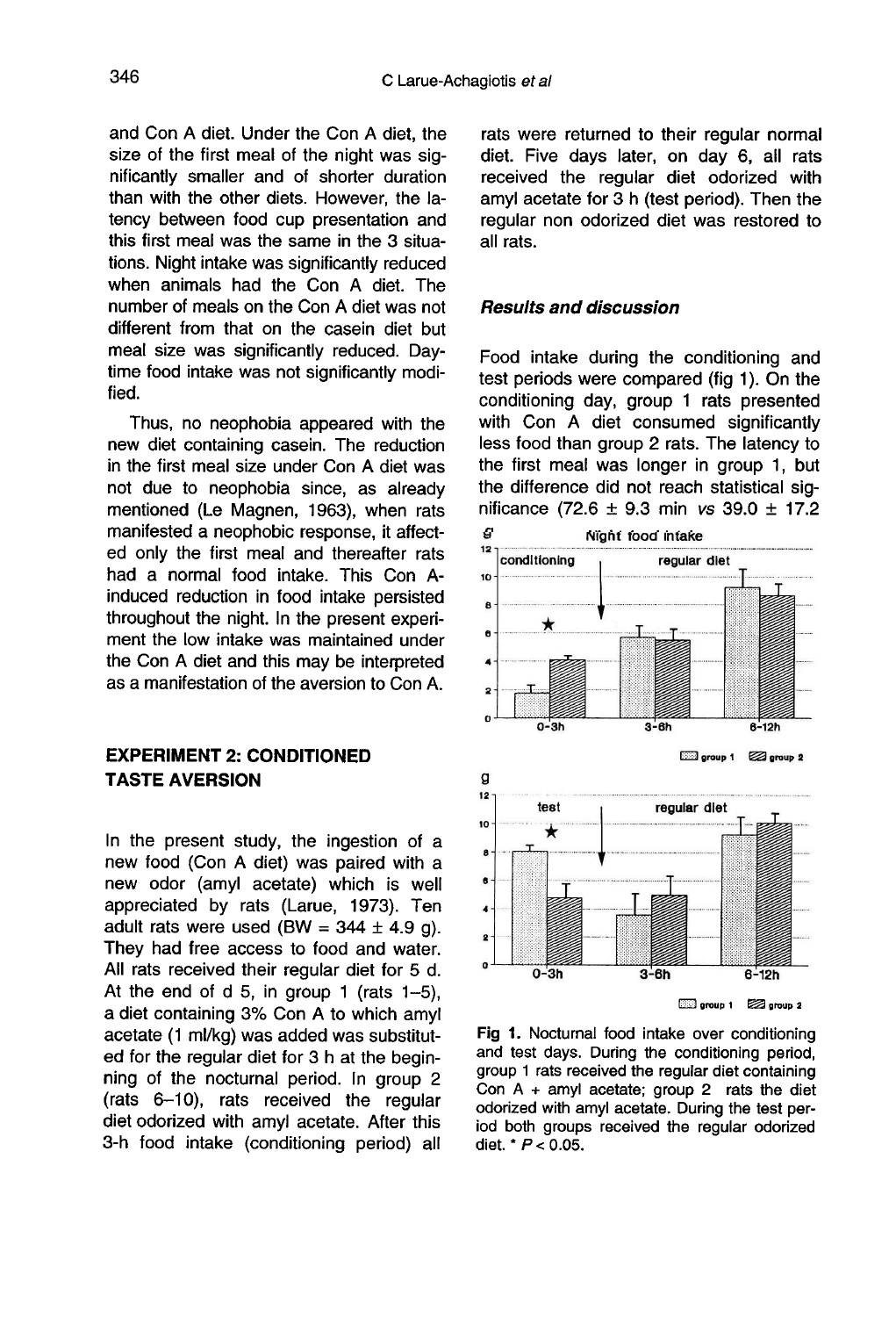and Con A diet. Under the Con A diet, the size of the first meal of the night was significantly smaller and of shorter duration than with the other diets. However, the latency between food cup presentation and this first meal was the same in the 3 situations. Night intake was significantly reduced when animals had the Con A diet. The number of meals on the Con A diet was not different from that on the casein diet but meal size was significantly reduced. Daytime food intake was not significantly modified.

Thus, no neophobia appeared with the new diet containing casein. The reduction in the first meal size under Con A diet was not due to neophobia since, as already mentioned (Le Magnen, 1963), when rats manifested a neophobic response, it affected only the first meal and thereafter rats had a normal food intake. This Con A-induced reduction in food intake persisted throughout the night. In the present experiment the low intake was maintained under the Con A diet and this may be interpreted as a manifestation of the aversion to Con A.

## EXPERIMENT 2: CONDITIONED TASTE AVERSION

In the present study, the ingestion of a new food (Con A diet) was paired with a new odor (amyl acetate) which is well appreciated by rats (Larue, 1973). Ten adult rats were used (BW = 344 ± 4.9 g). They had free access to food and water. All rats received their regular diet for 5 d. At the end of d 5, in group 1 (rats 1–5), a diet containing 3% Con A to which amyl acetate (1 ml/kg) was added was substituted for the regular diet for 3 h at the beginning of the nocturnal period. In group 2 (rats 6–10), rats received the regular diet odorized with amyl acetate. After this 3-h food intake (conditioning period) all rats were returned to their regular normal diet. Five days later, on day 6, all rats received the regular diet odorized with amyl acetate for 3 h (test period). Then the regular non odorized diet was restored to all rats.

### *Results and discussion*

Food intake during the conditioning and test periods were compared (fig 1). On the conditioning day, group 1 rats presented with Con A diet consumed significantly less food than group 2 rats. The latency to the first meal was longer in group 1, but the difference did not reach statistical significance (72.6 ± 9.3 min *vs* 39.0 ± 17.2

**Fig 1.** Nocturnal food intake over conditioning and test days. During the conditioning period, group 1 rats received the regular diet containing Con A + amyl acetate; group 2 rats the diet odorized with amyl acetate. During the test period both groups received the regular odorized diet. * $P < 0.05$.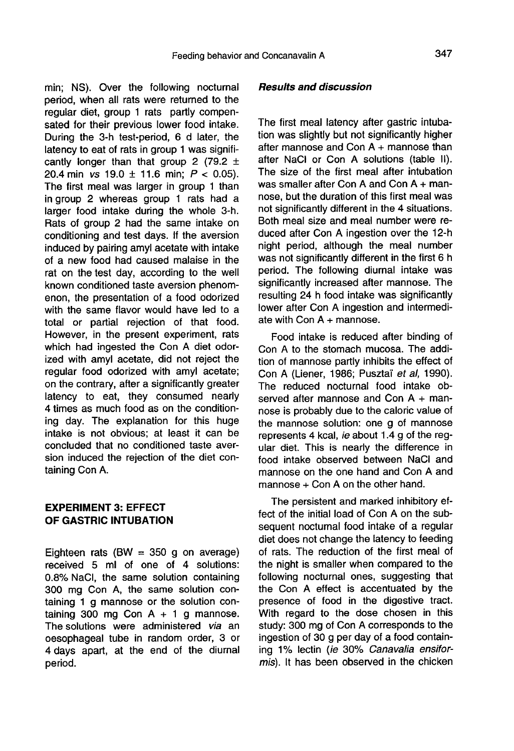min; NS). Over the following nocturnal period, when all rats were returned to the regular diet, group 1 rats partly compensated for their previous lower food intake. During the 3-h test-period, 6 d later, the latency to eat of rats in group 1 was significantly longer than that group 2 (79.2 ± 20.4 min *vs* 19.0 ± 11.6 min; $P < 0.05$). The first meal was larger in group 1 than in group 2 whereas group 1 rats had a larger food intake during the whole 3-h. Rats of group 2 had the same intake on conditioning and test days. If the aversion induced by pairing amyl acetate with intake of a new food had caused malaise in the rat on the test day, according to the well known conditioned taste aversion phenomenon, the presentation of a food odorized with the same flavor would have led to a total or partial rejection of that food. However, in the present experiment, rats which had ingested the Con A diet odorized with amyl acetate, did not reject the regular food odorized with amyl acetate; on the contrary, after a significantly greater latency to eat, they consumed nearly 4 times as much food as on the conditioning day. The explanation for this huge intake is not obvious; at least it can be concluded that no conditioned taste aversion induced the rejection of the diet containing Con A.

## EXPERIMENT 3: EFFECT OF GASTRIC INTUBATION

Eighteen rats (BW = 350 g on average) received 5 ml of one of 4 solutions: 0.8% NaCl, the same solution containing 300 mg Con A, the same solution containing 1 g mannose or the solution containing 300 mg Con A + 1 g mannose. The solutions were administered *via* an oesophageal tube in random order, 3 or 4 days apart, at the end of the diurnal period.

### *Results and discussion*

The first meal latency after gastric intubation was slightly but not significantly higher after mannose and Con A + mannose than after NaCl or Con A solutions (table II). The size of the first meal after intubation was smaller after Con A and Con A + mannose, but the duration of this first meal was not significantly different in the 4 situations. Both meal size and meal number were reduced after Con A ingestion over the 12-h night period, although the meal number was not significantly different in the first 6 h period. The following diurnal intake was significantly increased after mannose. The resulting 24 h food intake was significantly lower after Con A ingestion and intermediate with Con A + mannose.

Food intake is reduced after binding of Con A to the stomach mucosa. The addition of mannose partly inhibits the effect of Con A (Liener, 1986; Pusztaï *et al*, 1990). The reduced nocturnal food intake observed after mannose and Con A + mannose is probably due to the caloric value of the mannose solution: one g of mannose represents 4 kcal, *ie* about 1.4 g of the regular diet. This is nearly the difference in food intake observed between NaCl and mannose on the one hand and Con A and mannose + Con A on the other hand.

The persistent and marked inhibitory effect of the initial load of Con A on the subsequent nocturnal food intake of a regular diet does not change the latency to feeding of rats. The reduction of the first meal of the night is smaller when compared to the following nocturnal ones, suggesting that the Con A effect is accentuated by the presence of food in the digestive tract. With regard to the dose chosen in this study: 300 mg of Con A corresponds to the ingestion of 30 g per day of a food containing 1% lectin (*ie* 30% *Canavalia ensiformis*). It has been observed in the chicken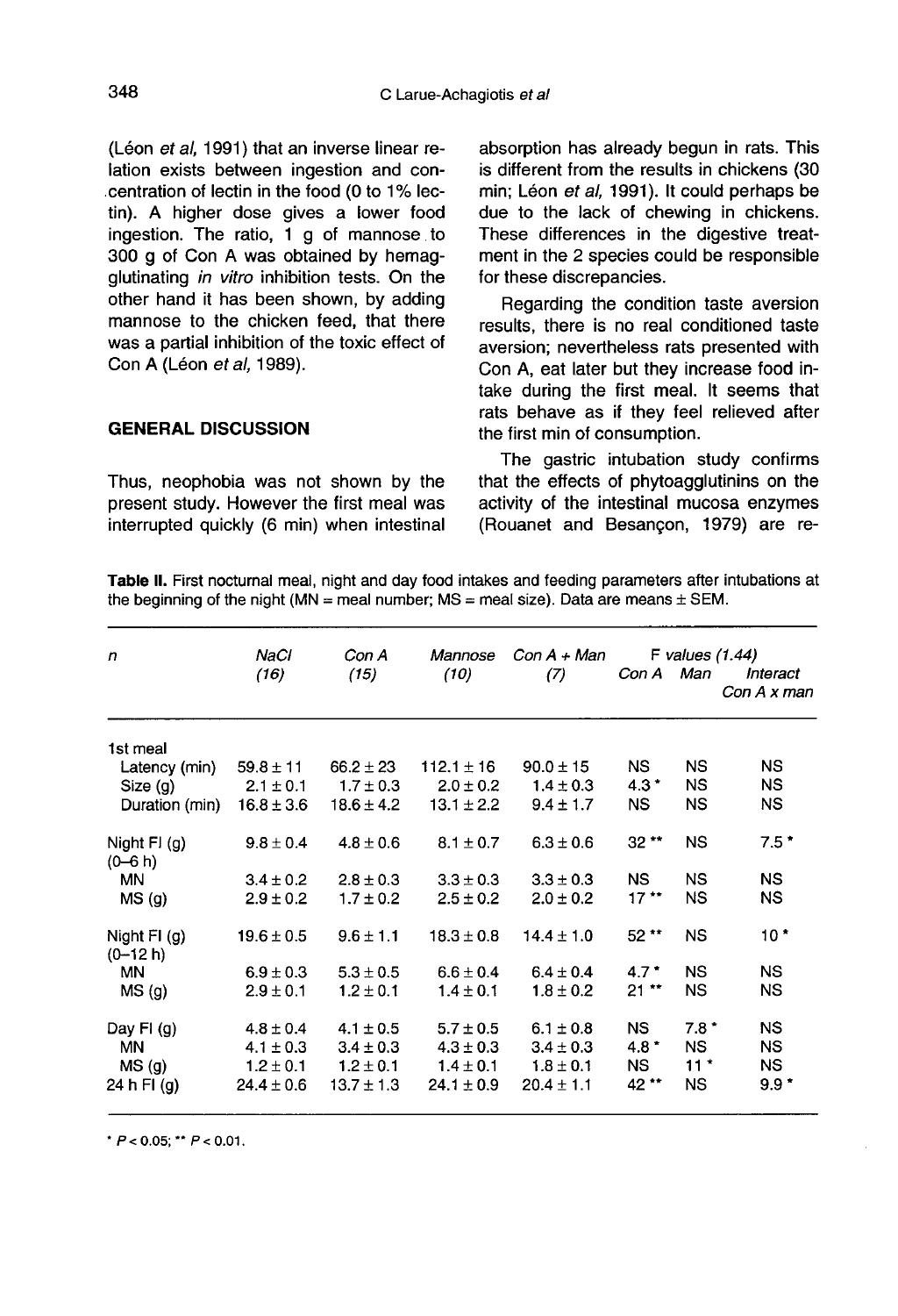(Léon *et al*, 1991) that an inverse linear relation exists between ingestion and concentration of lectin in the food (0 to 1% lectin). A higher dose gives a lower food ingestion. The ratio, 1 g of mannose to 300 g of Con A was obtained by hemagglutinating *in vitro* inhibition tests. On the other hand it has been shown, by adding mannose to the chicken feed, that there was a partial inhibition of the toxic effect of Con A (Léon *et al*, 1989).

## GENERAL DISCUSSION

Thus, neophobia was not shown by the present study. However the first meal was interrupted quickly (6 min) when intestinal absorption has already begun in rats. This is different from the results in chickens (30 min; Léon *et al*, 1991). It could perhaps be due to the lack of chewing in chickens. These differences in the digestive treatment in the 2 species could be responsible for these discrepancies.

Regarding the condition taste aversion results, there is no real conditioned taste aversion; nevertheless rats presented with Con A, eat later but they increase food intake during the first meal. It seems that rats behave as if they feel relieved after the first min of consumption.

The gastric intubation study confirms that the effects of phytoagglutinins on the activity of the intestinal mucosa enzymes (Rouanet and Besançon, 1979) are re-

**Table II.** First nocturnal meal, night and day food intakes and feeding parameters after intubations at the beginning of the night (MN = meal number; MS = meal size). Data are means ± SEM.

| *n* | *NaCl (16)* | *Con A (15)* | *Mannose (10)* | *Con A + Man (7)* | *F values (1.44)* Con A | Man | Interact Con A x man |
|---|---|---|---|---|---|---|---|
| 1st meal | | | | | | | |
| Latency (min) | 59.8 ± 11 | 66.2 ± 23 | 112.1 ± 16 | 90.0 ± 15 | NS | NS | NS |
| Size (g) | 2.1 ± 0.1 | 1.7 ± 0.3 | 2.0 ± 0.2 | 1.4 ± 0.3 | 4.3 * | NS | NS |
| Duration (min) | 16.8 ± 3.6 | 18.6 ± 4.2 | 13.1 ± 2.2 | 9.4 ± 1.7 | NS | NS | NS |
| Night FI (g) (0–6 h) | 9.8 ± 0.4 | 4.8 ± 0.6 | 8.1 ± 0.7 | 6.3 ± 0.6 | 32 ** | NS | 7.5 * |
| MN | 3.4 ± 0.2 | 2.8 ± 0.3 | 3.3 ± 0.3 | 3.3 ± 0.3 | NS | NS | NS |
| MS (g) | 2.9 ± 0.2 | 1.7 ± 0.2 | 2.5 ± 0.2 | 2.0 ± 0.2 | 17 ** | NS | NS |
| Night FI (g) (0–12 h) | 19.6 ± 0.5 | 9.6 ± 1.1 | 18.3 ± 0.8 | 14.4 ± 1.0 | 52 ** | NS | 10 * |
| MN | 6.9 ± 0.3 | 5.3 ± 0.5 | 6.6 ± 0.4 | 6.4 ± 0.4 | 4.7 * | NS | NS |
| MS (g) | 2.9 ± 0.1 | 1.2 ± 0.1 | 1.4 ± 0.1 | 1.8 ± 0.2 | 21 ** | NS | NS |
| Day FI (g) | 4.8 ± 0.4 | 4.1 ± 0.5 | 5.7 ± 0.5 | 6.1 ± 0.8 | NS | 7.8 * | NS |
| MN | 4.1 ± 0.3 | 3.4 ± 0.3 | 4.3 ± 0.3 | 3.4 ± 0.3 | 4.8 * | NS | NS |
| MS (g) | 1.2 ± 0.1 | 1.2 ± 0.1 | 1.4 ± 0.1 | 1.8 ± 0.1 | NS | 11 * | NS |
| 24 h FI (g) | 24.4 ± 0.6 | 13.7 ± 1.3 | 24.1 ± 0.9 | 20.4 ± 1.1 | 42 ** | NS | 9.9 * |

* $P < 0.05$; ** $P < 0.01$.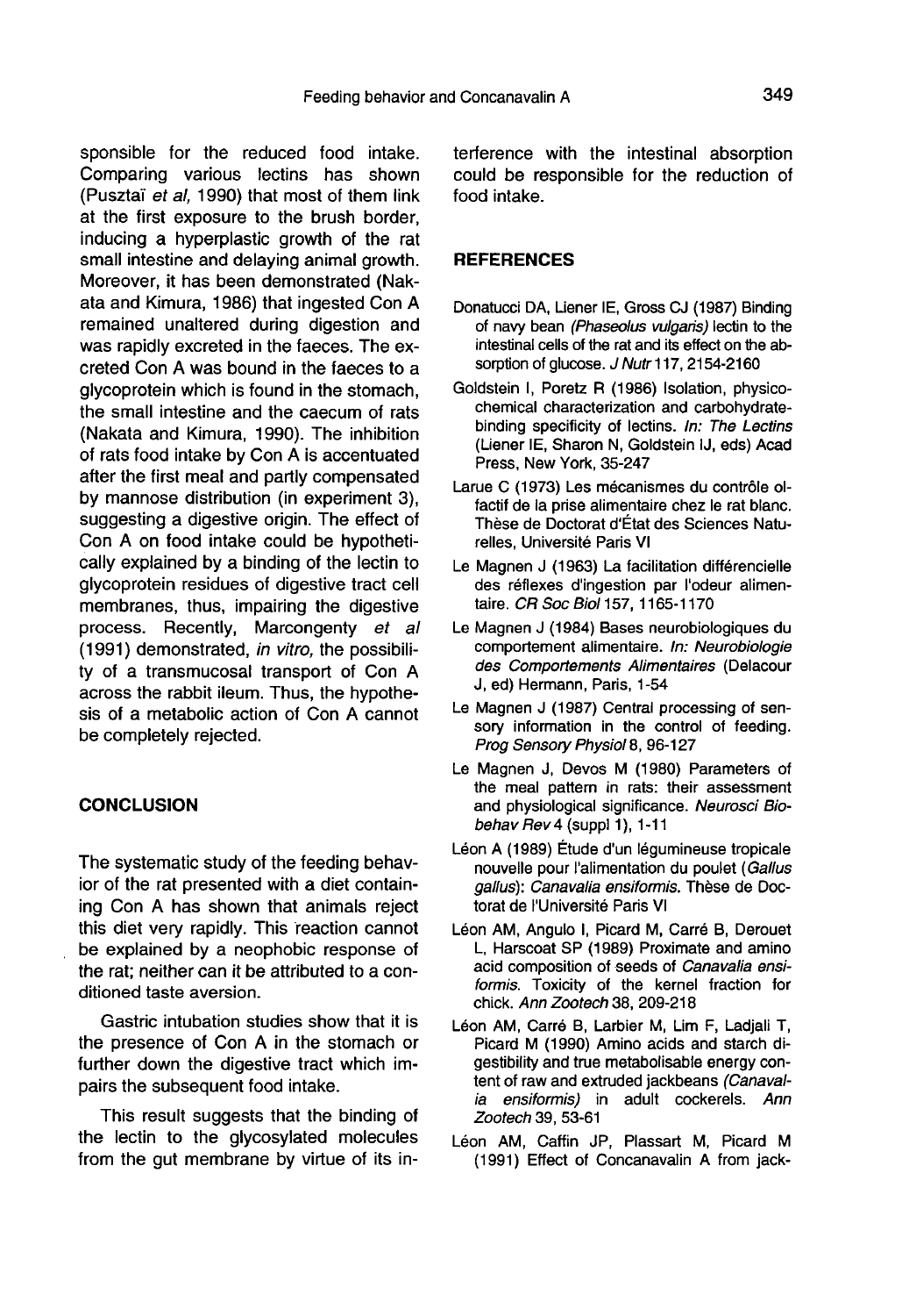sponsible for the reduced food intake. Comparing various lectins has shown (Pusztaï *et al*, 1990) that most of them link at the first exposure to the brush border, inducing a hyperplastic growth of the rat small intestine and delaying animal growth. Moreover, it has been demonstrated (Nakata and Kimura, 1986) that ingested Con A remained unaltered during digestion and was rapidly excreted in the faeces. The excreted Con A was bound in the faeces to a glycoprotein which is found in the stomach, the small intestine and the caecum of rats (Nakata and Kimura, 1990). The inhibition of rats food intake by Con A is accentuated after the first meal and partly compensated by mannose distribution (in experiment 3), suggesting a digestive origin. The effect of Con A on food intake could be hypothetically explained by a binding of the lectin to glycoprotein residues of digestive tract cell membranes, thus, impairing the digestive process. Recently, Marcongenty *et al* (1991) demonstrated, *in vitro*, the possibility of a transmucosal transport of Con A across the rabbit ileum. Thus, the hypothesis of a metabolic action of Con A cannot be completely rejected.

## CONCLUSION

The systematic study of the feeding behavior of the rat presented with a diet containing Con A has shown that animals reject this diet very rapidly. This reaction cannot be explained by a neophobic response of the rat; neither can it be attributed to a conditioned taste aversion.

Gastric intubation studies show that it is the presence of Con A in the stomach or further down the digestive tract which impairs the subsequent food intake.

This result suggests that the binding of the lectin to the glycosylated molecules from the gut membrane by virtue of its interference with the intestinal absorption could be responsible for the reduction of food intake.

## REFERENCES

Donatucci DA, Liener IE, Gross CJ (1987) Binding of navy bean *(Phaseolus vulgaris)* lectin to the intestinal cells of the rat and its effect on the absorption of glucose. *J Nutr* 117, 2154-2160

Goldstein I, Poretz R (1986) Isolation, physicochemical characterization and carbohydrate-binding specificity of lectins. *In: The Lectins* (Liener IE, Sharon N, Goldstein IJ, eds) Acad Press, New York, 35-247

Larue C (1973) Les mécanismes du contrôle olfactif de la prise alimentaire chez le rat blanc. Thèse de Doctorat d'État des Sciences Naturelles, Université Paris VI

Le Magnen J (1963) La facilitation différencielle des réflexes d'ingestion par l'odeur alimentaire. *CR Soc Biol* 157, 1165-1170

Le Magnen J (1984) Bases neurobiologiques du comportement alimentaire. *In: Neurobiologie des Comportements Alimentaires* (Delacour J, ed) Hermann, Paris, 1-54

Le Magnen J (1987) Central processing of sensory information in the control of feeding. *Prog Sensory Physiol* 8, 96-127

Le Magnen J, Devos M (1980) Parameters of the meal pattern in rats: their assessment and physiological significance. *Neurosci Biobehav Rev* 4 (suppl 1), 1-11

Léon A (1989) Étude d'un légumineuse tropicale nouvelle pour l'alimentation du poulet (*Gallus gallus*): *Canavalia ensiformis*. Thèse de Doctorat de l'Université Paris VI

Léon AM, Angulo I, Picard M, Carré B, Derouet L, Harscoat SP (1989) Proximate and amino acid composition of seeds of *Canavalia ensiformis*. Toxicity of the kernel fraction for chick. *Ann Zootech* 38, 209-218

Léon AM, Carré B, Larbier M, Lim F, Ladjali T, Picard M (1990) Amino acids and starch digestibility and true metabolisable energy content of raw and extruded jackbeans *(Canavalia ensiformis)* in adult cockerels. *Ann Zootech* 39, 53-61

Léon AM, Caffin JP, Plassart M, Picard M (1991) Effect of Concanavalin A from jack-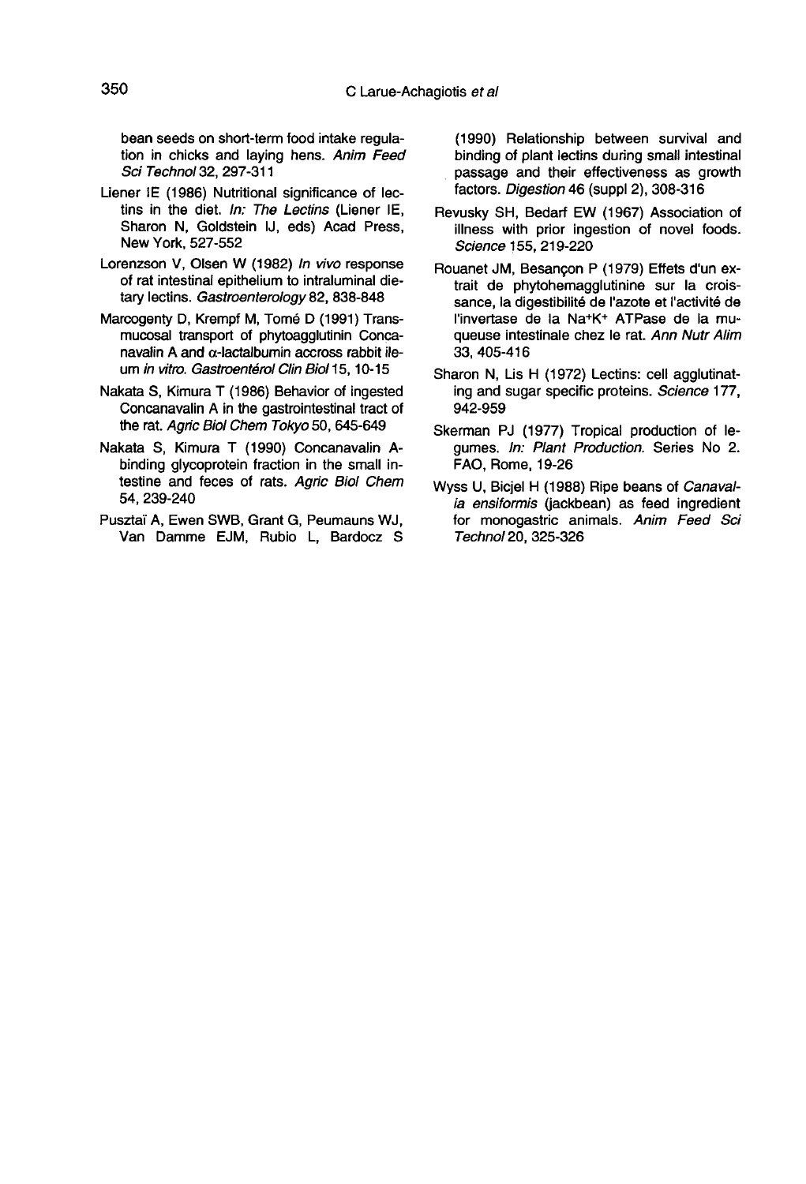bean seeds on short-term food intake regulation in chicks and laying hens. *Anim Feed Sci Technol* 32, 297-311

Liener IE (1986) Nutritional significance of lectins in the diet. *In: The Lectins* (Liener IE, Sharon N, Goldstein IJ, eds) Acad Press, New York, 527-552

Lorenzson V, Olsen W (1982) *In vivo* response of rat intestinal epithelium to intraluminal dietary lectins. *Gastroenterology* 82, 838-848

Marcogenty D, Krempf M, Tomé D (1991) Transmucosal transport of phytoagglutinin Concanavalin A and α-lactalbumin accross rabbit ileum *in vitro*. *Gastroentérol Clin Biol* 15, 10-15

Nakata S, Kimura T (1986) Behavior of ingested Concanavalin A in the gastrointestinal tract of the rat. *Agric Biol Chem Tokyo* 50, 645-649

Nakata S, Kimura T (1990) Concanavalin A-binding glycoprotein fraction in the small intestine and feces of rats. *Agric Biol Chem* 54, 239-240

Pusztaï A, Ewen SWB, Grant G, Peumauns WJ, Van Damme EJM, Rubio L, Bardocz S (1990) Relationship between survival and binding of plant lectins during small intestinal passage and their effectiveness as growth factors. *Digestion* 46 (suppl 2), 308-316

Revusky SH, Bedarf EW (1967) Association of illness with prior ingestion of novel foods. *Science* 155, 219-220

Rouanet JM, Besançon P (1979) Effets d'un extrait de phytohemagglutinine sur la croissance, la digestibilité de l'azote et l'activité de l'invertase de la $Na^{+}K^{+}$ ATPase de la muqueuse intestinale chez le rat. *Ann Nutr Alim* 33, 405-416

Sharon N, Lis H (1972) Lectins: cell agglutinating and sugar specific proteins. *Science* 177, 942-959

Skerman PJ (1977) Tropical production of legumes. *In: Plant Production.* Series No 2. FAO, Rome, 19-26

Wyss U, Bicjel H (1988) Ripe beans of *Canavalia ensiformis* (jackbean) as feed ingredient for monogastric animals. *Anim Feed Sci Technol* 20, 325-326